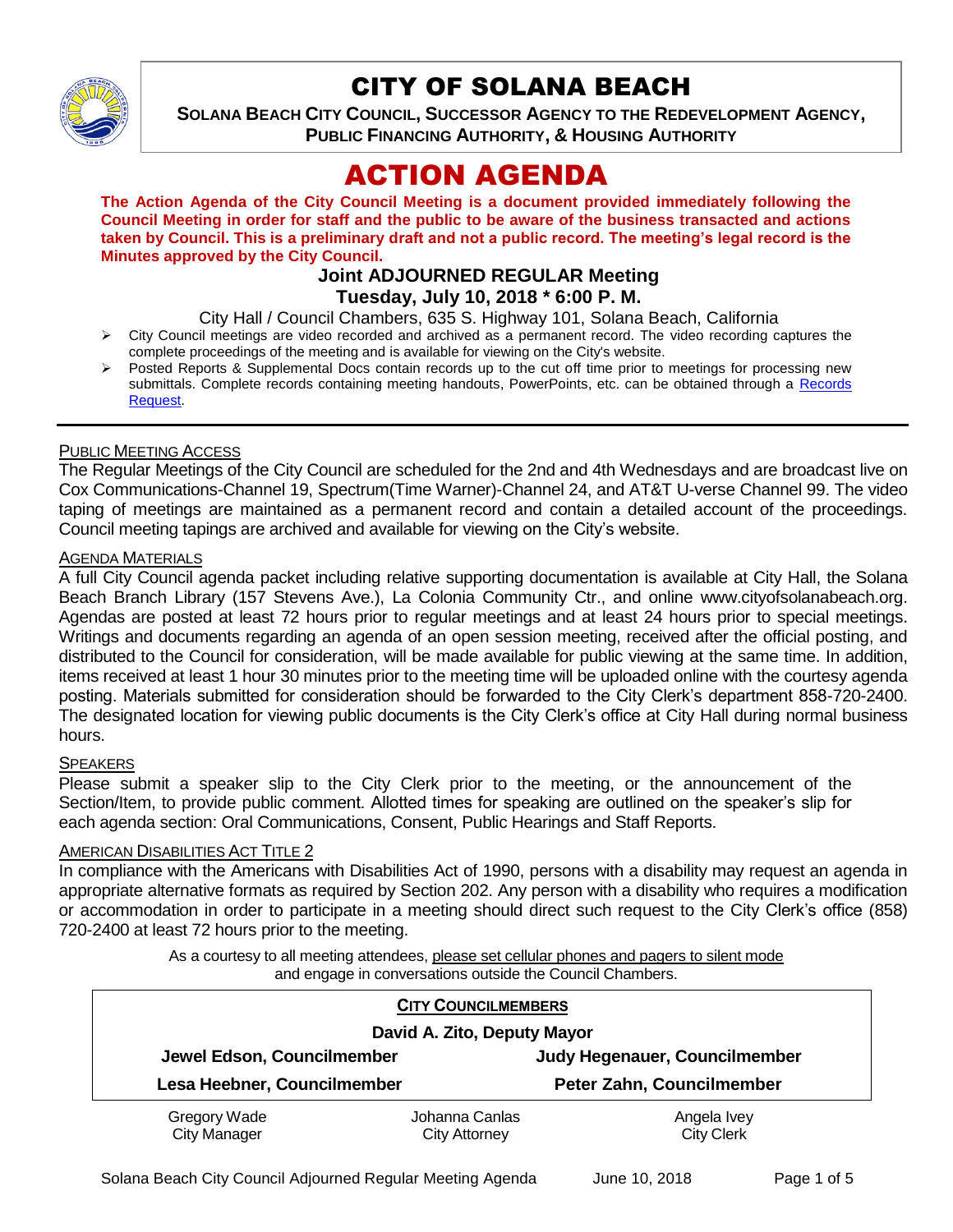# CITY OF SOLANA BEACH

**SOLANA BEACH CITY COUNCIL, SUCCESSOR AGENCY TO THE REDEVELOPMENT AGENCY, PUBLIC FINANCING AUTHORITY, & HOUSING AUTHORITY**

# ACTION AGENDA

**The Action Agenda of the City Council Meeting is a document provided immediately following the Council Meeting in order for staff and the public to be aware of the business transacted and actions taken by Council. This is a preliminary draft and not a public record. The meeting's legal record is the Minutes approved by the City Council.**

## Joint ADJOURNED REGULAR Meeting
## Tuesday, July 10, 2018 * 6:00 P. M.

City Hall / Council Chambers, 635 S. Highway 101, Solana Beach, California

- City Council meetings are video recorded and archived as a permanent record. The video recording captures the complete proceedings of the meeting and is available for viewing on the City's website.
- Posted Reports & Supplemental Docs contain records up to the cut off time prior to meetings for processing new submittals. Complete records containing meeting handouts, PowerPoints, etc. can be obtained through a Records Request.

---

PUBLIC MEETING ACCESS

The Regular Meetings of the City Council are scheduled for the 2nd and 4th Wednesdays and are broadcast live on Cox Communications-Channel 19, Spectrum(Time Warner)-Channel 24, and AT&T U-verse Channel 99. The video taping of meetings are maintained as a permanent record and contain a detailed account of the proceedings. Council meeting tapings are archived and available for viewing on the City's website.

AGENDA MATERIALS

A full City Council agenda packet including relative supporting documentation is available at City Hall, the Solana Beach Branch Library (157 Stevens Ave.), La Colonia Community Ctr., and online www.cityofsolanabeach.org. Agendas are posted at least 72 hours prior to regular meetings and at least 24 hours prior to special meetings. Writings and documents regarding an agenda of an open session meeting, received after the official posting, and distributed to the Council for consideration, will be made available for public viewing at the same time. In addition, items received at least 1 hour 30 minutes prior to the meeting time will be uploaded online with the courtesy agenda posting. Materials submitted for consideration should be forwarded to the City Clerk's department 858-720-2400. The designated location for viewing public documents is the City Clerk's office at City Hall during normal business hours.

SPEAKERS

Please submit a speaker slip to the City Clerk prior to the meeting, or the announcement of the Section/Item, to provide public comment. Allotted times for speaking are outlined on the speaker's slip for each agenda section: Oral Communications, Consent, Public Hearings and Staff Reports.

AMERICAN DISABILITIES ACT TITLE 2

In compliance with the Americans with Disabilities Act of 1990, persons with a disability may request an agenda in appropriate alternative formats as required by Section 202. Any person with a disability who requires a modification or accommodation in order to participate in a meeting should direct such request to the City Clerk's office (858) 720-2400 at least 72 hours prior to the meeting.

As a courtesy to all meeting attendees, please set cellular phones and pagers to silent mode and engage in conversations outside the Council Chambers.

**CITY COUNCILMEMBERS**

**David A. Zito, Deputy Mayor**

| | |
|---|---|
| **Jewel Edson, Councilmember** | **Judy Hegenauer, Councilmember** |
| **Lesa Heebner, Councilmember** | **Peter Zahn, Councilmember** |

| | | |
|---|---|---|
| Gregory Wade<br>City Manager | Johanna Canlas<br>City Attorney | Angela Ivey<br>City Clerk |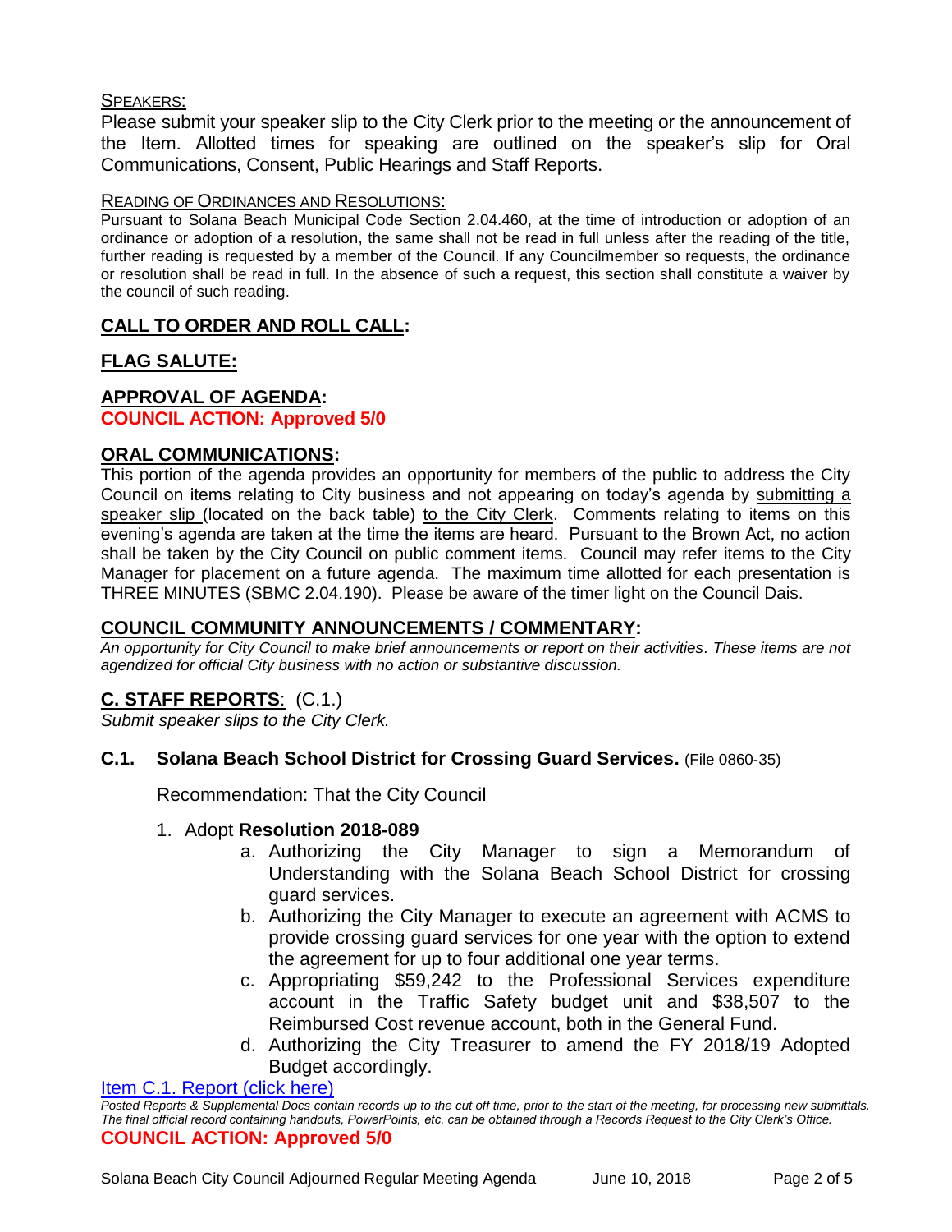SPEAKERS:

Please submit your speaker slip to the City Clerk prior to the meeting or the announcement of the Item. Allotted times for speaking are outlined on the speaker's slip for Oral Communications, Consent, Public Hearings and Staff Reports.

READING OF ORDINANCES AND RESOLUTIONS:

Pursuant to Solana Beach Municipal Code Section 2.04.460, at the time of introduction or adoption of an ordinance or adoption of a resolution, the same shall not be read in full unless after the reading of the title, further reading is requested by a member of the Council. If any Councilmember so requests, the ordinance or resolution shall be read in full. In the absence of such a request, this section shall constitute a waiver by the council of such reading.

## CALL TO ORDER AND ROLL CALL:

## FLAG SALUTE:

## APPROVAL OF AGENDA:

**COUNCIL ACTION: Approved 5/0**

## ORAL COMMUNICATIONS:

This portion of the agenda provides an opportunity for members of the public to address the City Council on items relating to City business and not appearing on today's agenda by submitting a speaker slip (located on the back table) to the City Clerk. Comments relating to items on this evening's agenda are taken at the time the items are heard. Pursuant to the Brown Act, no action shall be taken by the City Council on public comment items. Council may refer items to the City Manager for placement on a future agenda. The maximum time allotted for each presentation is THREE MINUTES (SBMC 2.04.190). Please be aware of the timer light on the Council Dais.

## COUNCIL COMMUNITY ANNOUNCEMENTS / COMMENTARY:

*An opportunity for City Council to make brief announcements or report on their activities. These items are not agendized for official City business with no action or substantive discussion.*

## C. STAFF REPORTS: (C.1.)

*Submit speaker slips to the City Clerk.*

### C.1. Solana Beach School District for Crossing Guard Services. (File 0860-35)

Recommendation: That the City Council

1. Adopt **Resolution 2018-089**
   a. Authorizing the City Manager to sign a Memorandum of Understanding with the Solana Beach School District for crossing guard services.
   b. Authorizing the City Manager to execute an agreement with ACMS to provide crossing guard services for one year with the option to extend the agreement for up to four additional one year terms.
   c. Appropriating $59,242 to the Professional Services expenditure account in the Traffic Safety budget unit and $38,507 to the Reimbursed Cost revenue account, both in the General Fund.
   d. Authorizing the City Treasurer to amend the FY 2018/19 Adopted Budget accordingly.

Item C.1. Report (click here)

*Posted Reports & Supplemental Docs contain records up to the cut off time, prior to the start of the meeting, for processing new submittals. The final official record containing handouts, PowerPoints, etc. can be obtained through a Records Request to the City Clerk's Office.*

**COUNCIL ACTION: Approved 5/0**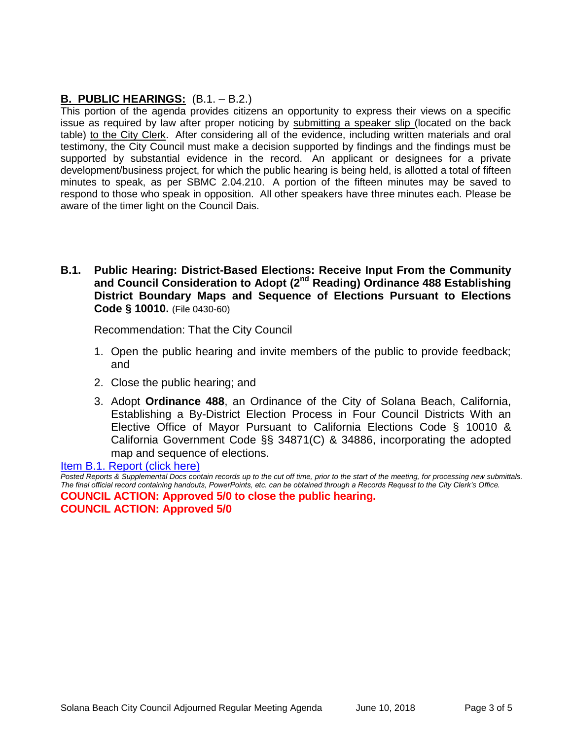## B. PUBLIC HEARINGS: (B.1. – B.2.)

This portion of the agenda provides citizens an opportunity to express their views on a specific issue as required by law after proper noticing by submitting a speaker slip (located on the back table) to the City Clerk. After considering all of the evidence, including written materials and oral testimony, the City Council must make a decision supported by findings and the findings must be supported by substantial evidence in the record. An applicant or designees for a private development/business project, for which the public hearing is being held, is allotted a total of fifteen minutes to speak, as per SBMC 2.04.210. A portion of the fifteen minutes may be saved to respond to those who speak in opposition. All other speakers have three minutes each. Please be aware of the timer light on the Council Dais.

**B.1. Public Hearing: District-Based Elections: Receive Input From the Community and Council Consideration to Adopt (2nd Reading) Ordinance 488 Establishing District Boundary Maps and Sequence of Elections Pursuant to Elections Code § 10010.** (File 0430-60)

Recommendation: That the City Council

1. Open the public hearing and invite members of the public to provide feedback; and
2. Close the public hearing; and
3. Adopt **Ordinance 488**, an Ordinance of the City of Solana Beach, California, Establishing a By-District Election Process in Four Council Districts With an Elective Office of Mayor Pursuant to California Elections Code § 10010 & California Government Code §§ 34871(C) & 34886, incorporating the adopted map and sequence of elections.

Item B.1. Report (click here)

*Posted Reports & Supplemental Docs contain records up to the cut off time, prior to the start of the meeting, for processing new submittals. The final official record containing handouts, PowerPoints, etc. can be obtained through a Records Request to the City Clerk's Office.*

**COUNCIL ACTION: Approved 5/0 to close the public hearing.**
**COUNCIL ACTION: Approved 5/0**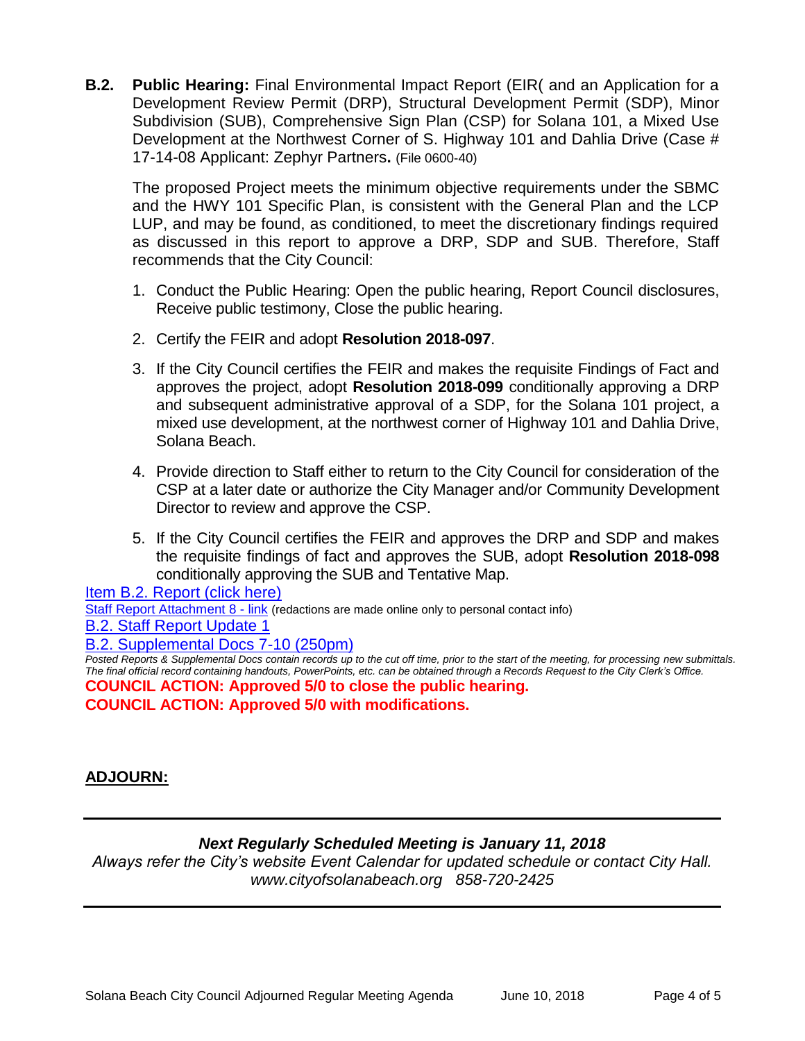**B.2. Public Hearing:** Final Environmental Impact Report (EIR( and an Application for a Development Review Permit (DRP), Structural Development Permit (SDP), Minor Subdivision (SUB), Comprehensive Sign Plan (CSP) for Solana 101, a Mixed Use Development at the Northwest Corner of S. Highway 101 and Dahlia Drive (Case # 17-14-08 Applicant: Zephyr Partners**.** (File 0600-40)

The proposed Project meets the minimum objective requirements under the SBMC and the HWY 101 Specific Plan, is consistent with the General Plan and the LCP LUP, and may be found, as conditioned, to meet the discretionary findings required as discussed in this report to approve a DRP, SDP and SUB. Therefore, Staff recommends that the City Council:

1. Conduct the Public Hearing: Open the public hearing, Report Council disclosures, Receive public testimony, Close the public hearing.
2. Certify the FEIR and adopt **Resolution 2018-097**.
3. If the City Council certifies the FEIR and makes the requisite Findings of Fact and approves the project, adopt **Resolution 2018-099** conditionally approving a DRP and subsequent administrative approval of a SDP, for the Solana 101 project, a mixed use development, at the northwest corner of Highway 101 and Dahlia Drive, Solana Beach.
4. Provide direction to Staff either to return to the City Council for consideration of the CSP at a later date or authorize the City Manager and/or Community Development Director to review and approve the CSP.
5. If the City Council certifies the FEIR and approves the DRP and SDP and makes the requisite findings of fact and approves the SUB, adopt **Resolution 2018-098** conditionally approving the SUB and Tentative Map.

Item B.2. Report (click here)

Staff Report Attachment 8 - link (redactions are made online only to personal contact info)

B.2. Staff Report Update 1

B.2. Supplemental Docs 7-10 (250pm)

*Posted Reports & Supplemental Docs contain records up to the cut off time, prior to the start of the meeting, for processing new submittals. The final official record containing handouts, PowerPoints, etc. can be obtained through a Records Request to the City Clerk's Office.*

**COUNCIL ACTION: Approved 5/0 to close the public hearing.**

**COUNCIL ACTION: Approved 5/0 with modifications.**

## ADJOURN:

***Next Regularly Scheduled Meeting is January 11, 2018***

*Always refer the City's website Event Calendar for updated schedule or contact City Hall. www.cityofsolanabeach.org 858-720-2425*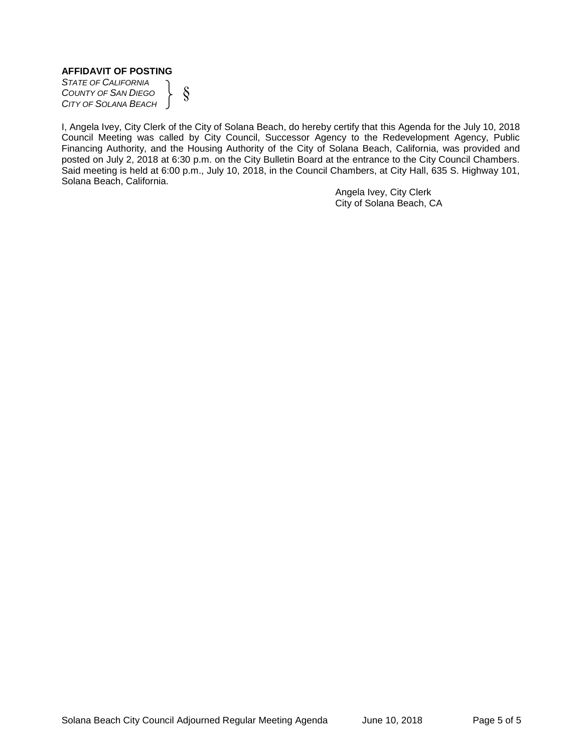**AFFIDAVIT OF POSTING**

*STATE OF CALIFORNIA*
*COUNTY OF SAN DIEGO* } §
*CITY OF SOLANA BEACH*

I, Angela Ivey, City Clerk of the City of Solana Beach, do hereby certify that this Agenda for the July 10, 2018 Council Meeting was called by City Council, Successor Agency to the Redevelopment Agency, Public Financing Authority, and the Housing Authority of the City of Solana Beach, California, was provided and posted on July 2, 2018 at 6:30 p.m. on the City Bulletin Board at the entrance to the City Council Chambers. Said meeting is held at 6:00 p.m., July 10, 2018, in the Council Chambers, at City Hall, 635 S. Highway 101, Solana Beach, California.

Angela Ivey, City Clerk
City of Solana Beach, CA